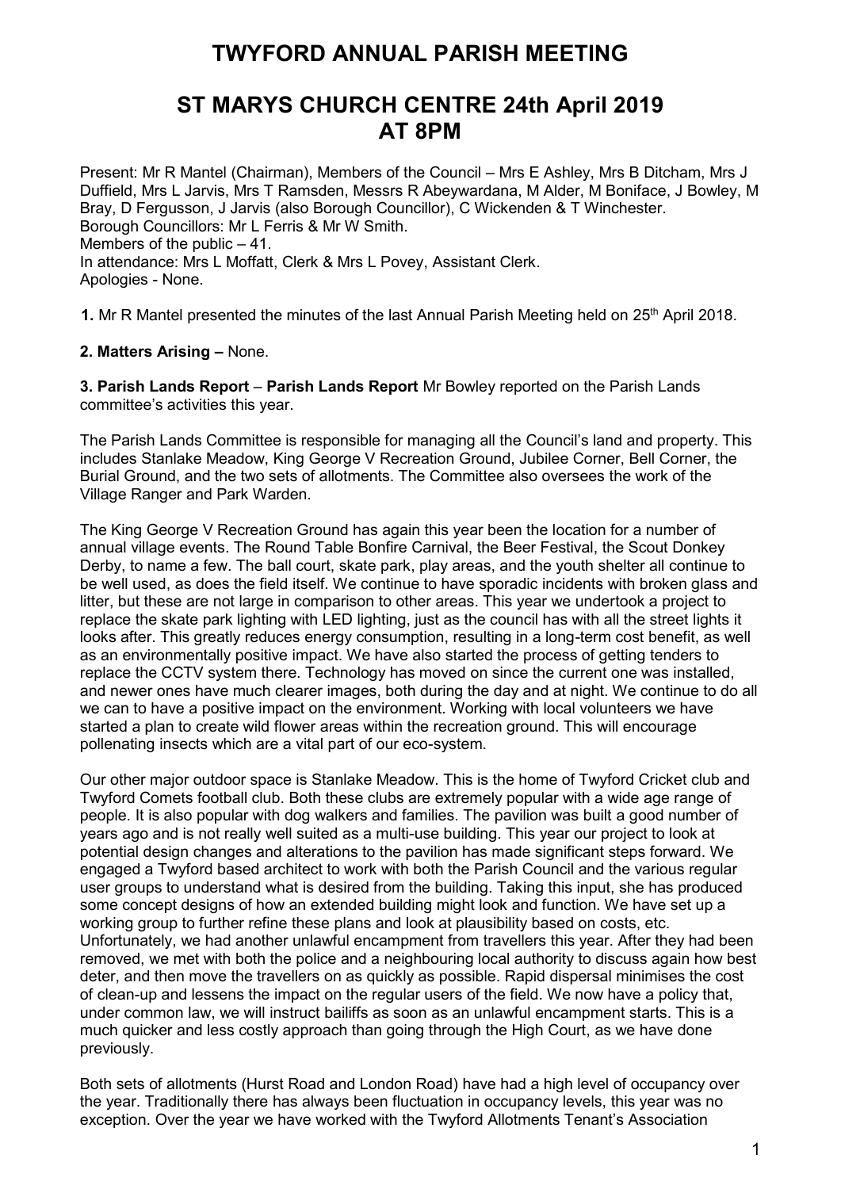# TWYFORD ANNUAL PARISH MEETING

# ST MARYS CHURCH CENTRE 24th April 2019 AT 8PM

Present: Mr R Mantel (Chairman), Members of the Council – Mrs E Ashley, Mrs B Ditcham, Mrs J Duffield, Mrs L Jarvis, Mrs T Ramsden, Messrs R Abeywardana, M Alder, M Boniface, J Bowley, M Bray, D Fergusson, J Jarvis (also Borough Councillor), C Wickenden & T Winchester.
Borough Councillors: Mr L Ferris & Mr W Smith.
Members of the public – 41.
In attendance: Mrs L Moffatt, Clerk & Mrs L Povey, Assistant Clerk.
Apologies - None.

**1.** Mr R Mantel presented the minutes of the last Annual Parish Meeting held on 25th April 2018.

**2. Matters Arising –** None.

**3. Parish Lands Report** – **Parish Lands Report** Mr Bowley reported on the Parish Lands committee's activities this year.

The Parish Lands Committee is responsible for managing all the Council's land and property. This includes Stanlake Meadow, King George V Recreation Ground, Jubilee Corner, Bell Corner, the Burial Ground, and the two sets of allotments. The Committee also oversees the work of the Village Ranger and Park Warden.

The King George V Recreation Ground has again this year been the location for a number of annual village events. The Round Table Bonfire Carnival, the Beer Festival, the Scout Donkey Derby, to name a few. The ball court, skate park, play areas, and the youth shelter all continue to be well used, as does the field itself. We continue to have sporadic incidents with broken glass and litter, but these are not large in comparison to other areas. This year we undertook a project to replace the skate park lighting with LED lighting, just as the council has with all the street lights it looks after. This greatly reduces energy consumption, resulting in a long-term cost benefit, as well as an environmentally positive impact. We have also started the process of getting tenders to replace the CCTV system there. Technology has moved on since the current one was installed, and newer ones have much clearer images, both during the day and at night. We continue to do all we can to have a positive impact on the environment. Working with local volunteers we have started a plan to create wild flower areas within the recreation ground. This will encourage pollenating insects which are a vital part of our eco-system.

Our other major outdoor space is Stanlake Meadow. This is the home of Twyford Cricket club and Twyford Comets football club. Both these clubs are extremely popular with a wide age range of people. It is also popular with dog walkers and families. The pavilion was built a good number of years ago and is not really well suited as a multi-use building. This year our project to look at potential design changes and alterations to the pavilion has made significant steps forward. We engaged a Twyford based architect to work with both the Parish Council and the various regular user groups to understand what is desired from the building. Taking this input, she has produced some concept designs of how an extended building might look and function. We have set up a working group to further refine these plans and look at plausibility based on costs, etc. Unfortunately, we had another unlawful encampment from travellers this year. After they had been removed, we met with both the police and a neighbouring local authority to discuss again how best deter, and then move the travellers on as quickly as possible. Rapid dispersal minimises the cost of clean-up and lessens the impact on the regular users of the field. We now have a policy that, under common law, we will instruct bailiffs as soon as an unlawful encampment starts. This is a much quicker and less costly approach than going through the High Court, as we have done previously.

Both sets of allotments (Hurst Road and London Road) have had a high level of occupancy over the year. Traditionally there has always been fluctuation in occupancy levels, this year was no exception. Over the year we have worked with the Twyford Allotments Tenant's Association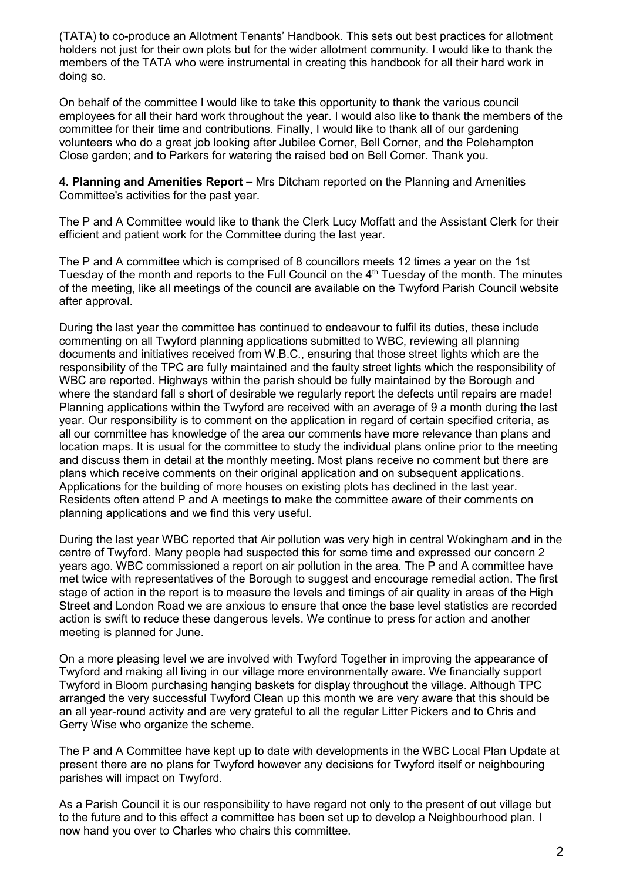(TATA) to co-produce an Allotment Tenants' Handbook. This sets out best practices for allotment holders not just for their own plots but for the wider allotment community. I would like to thank the members of the TATA who were instrumental in creating this handbook for all their hard work in doing so.

On behalf of the committee I would like to take this opportunity to thank the various council employees for all their hard work throughout the year. I would also like to thank the members of the committee for their time and contributions. Finally, I would like to thank all of our gardening volunteers who do a great job looking after Jubilee Corner, Bell Corner, and the Polehampton Close garden; and to Parkers for watering the raised bed on Bell Corner. Thank you.

**4. Planning and Amenities Report –** Mrs Ditcham reported on the Planning and Amenities Committee's activities for the past year.

The P and A Committee would like to thank the Clerk Lucy Moffatt and the Assistant Clerk for their efficient and patient work for the Committee during the last year.

The P and A committee which is comprised of 8 councillors meets 12 times a year on the 1st Tuesday of the month and reports to the Full Council on the 4th Tuesday of the month. The minutes of the meeting, like all meetings of the council are available on the Twyford Parish Council website after approval.

During the last year the committee has continued to endeavour to fulfil its duties, these include commenting on all Twyford planning applications submitted to WBC, reviewing all planning documents and initiatives received from W.B.C., ensuring that those street lights which are the responsibility of the TPC are fully maintained and the faulty street lights which the responsibility of WBC are reported. Highways within the parish should be fully maintained by the Borough and where the standard fall s short of desirable we regularly report the defects until repairs are made! Planning applications within the Twyford are received with an average of 9 a month during the last year. Our responsibility is to comment on the application in regard of certain specified criteria, as all our committee has knowledge of the area our comments have more relevance than plans and location maps. It is usual for the committee to study the individual plans online prior to the meeting and discuss them in detail at the monthly meeting. Most plans receive no comment but there are plans which receive comments on their original application and on subsequent applications. Applications for the building of more houses on existing plots has declined in the last year. Residents often attend P and A meetings to make the committee aware of their comments on planning applications and we find this very useful.

During the last year WBC reported that Air pollution was very high in central Wokingham and in the centre of Twyford. Many people had suspected this for some time and expressed our concern 2 years ago. WBC commissioned a report on air pollution in the area. The P and A committee have met twice with representatives of the Borough to suggest and encourage remedial action. The first stage of action in the report is to measure the levels and timings of air quality in areas of the High Street and London Road we are anxious to ensure that once the base level statistics are recorded action is swift to reduce these dangerous levels. We continue to press for action and another meeting is planned for June.

On a more pleasing level we are involved with Twyford Together in improving the appearance of Twyford and making all living in our village more environmentally aware. We financially support Twyford in Bloom purchasing hanging baskets for display throughout the village. Although TPC arranged the very successful Twyford Clean up this month we are very aware that this should be an all year-round activity and are very grateful to all the regular Litter Pickers and to Chris and Gerry Wise who organize the scheme.

The P and A Committee have kept up to date with developments in the WBC Local Plan Update at present there are no plans for Twyford however any decisions for Twyford itself or neighbouring parishes will impact on Twyford.

As a Parish Council it is our responsibility to have regard not only to the present of out village but to the future and to this effect a committee has been set up to develop a Neighbourhood plan. I now hand you over to Charles who chairs this committee.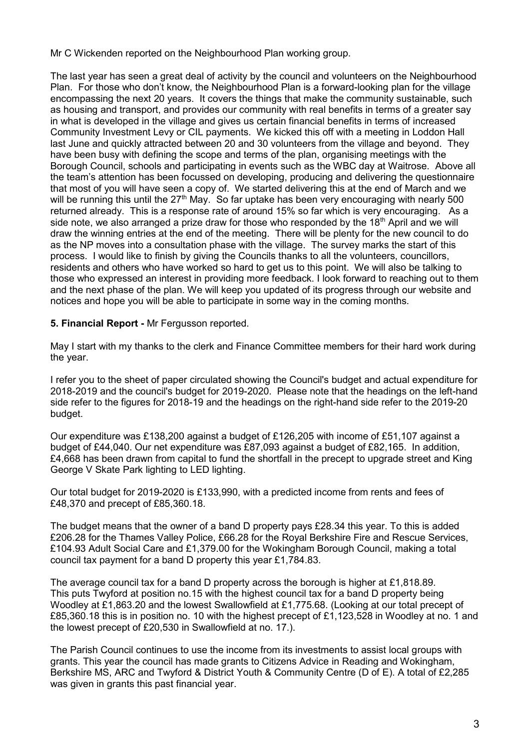Mr C Wickenden reported on the Neighbourhood Plan working group.

The last year has seen a great deal of activity by the council and volunteers on the Neighbourhood Plan. For those who don't know, the Neighbourhood Plan is a forward-looking plan for the village encompassing the next 20 years. It covers the things that make the community sustainable, such as housing and transport, and provides our community with real benefits in terms of a greater say in what is developed in the village and gives us certain financial benefits in terms of increased Community Investment Levy or CIL payments. We kicked this off with a meeting in Loddon Hall last June and quickly attracted between 20 and 30 volunteers from the village and beyond. They have been busy with defining the scope and terms of the plan, organising meetings with the Borough Council, schools and participating in events such as the WBC day at Waitrose. Above all the team's attention has been focussed on developing, producing and delivering the questionnaire that most of you will have seen a copy of. We started delivering this at the end of March and we will be running this until the 27th May. So far uptake has been very encouraging with nearly 500 returned already. This is a response rate of around 15% so far which is very encouraging. As a side note, we also arranged a prize draw for those who responded by the 18th April and we will draw the winning entries at the end of the meeting. There will be plenty for the new council to do as the NP moves into a consultation phase with the village. The survey marks the start of this process. I would like to finish by giving the Councils thanks to all the volunteers, councillors, residents and others who have worked so hard to get us to this point. We will also be talking to those who expressed an interest in providing more feedback. I look forward to reaching out to them and the next phase of the plan. We will keep you updated of its progress through our website and notices and hope you will be able to participate in some way in the coming months.

**5. Financial Report -** Mr Fergusson reported.

May I start with my thanks to the clerk and Finance Committee members for their hard work during the year.

I refer you to the sheet of paper circulated showing the Council's budget and actual expenditure for 2018-2019 and the council's budget for 2019-2020. Please note that the headings on the left-hand side refer to the figures for 2018-19 and the headings on the right-hand side refer to the 2019-20 budget.

Our expenditure was £138,200 against a budget of £126,205 with income of £51,107 against a budget of £44,040. Our net expenditure was £87,093 against a budget of £82,165. In addition, £4,668 has been drawn from capital to fund the shortfall in the precept to upgrade street and King George V Skate Park lighting to LED lighting.

Our total budget for 2019-2020 is £133,990, with a predicted income from rents and fees of £48,370 and precept of £85,360.18.

The budget means that the owner of a band D property pays £28.34 this year. To this is added £206.28 for the Thames Valley Police, £66.28 for the Royal Berkshire Fire and Rescue Services, £104.93 Adult Social Care and £1,379.00 for the Wokingham Borough Council, making a total council tax payment for a band D property this year £1,784.83.

The average council tax for a band D property across the borough is higher at £1,818.89. This puts Twyford at position no.15 with the highest council tax for a band D property being Woodley at £1,863.20 and the lowest Swallowfield at £1,775.68. (Looking at our total precept of £85,360.18 this is in position no. 10 with the highest precept of £1,123,528 in Woodley at no. 1 and the lowest precept of £20,530 in Swallowfield at no. 17.).

The Parish Council continues to use the income from its investments to assist local groups with grants. This year the council has made grants to Citizens Advice in Reading and Wokingham, Berkshire MS, ARC and Twyford & District Youth & Community Centre (D of E). A total of £2,285 was given in grants this past financial year.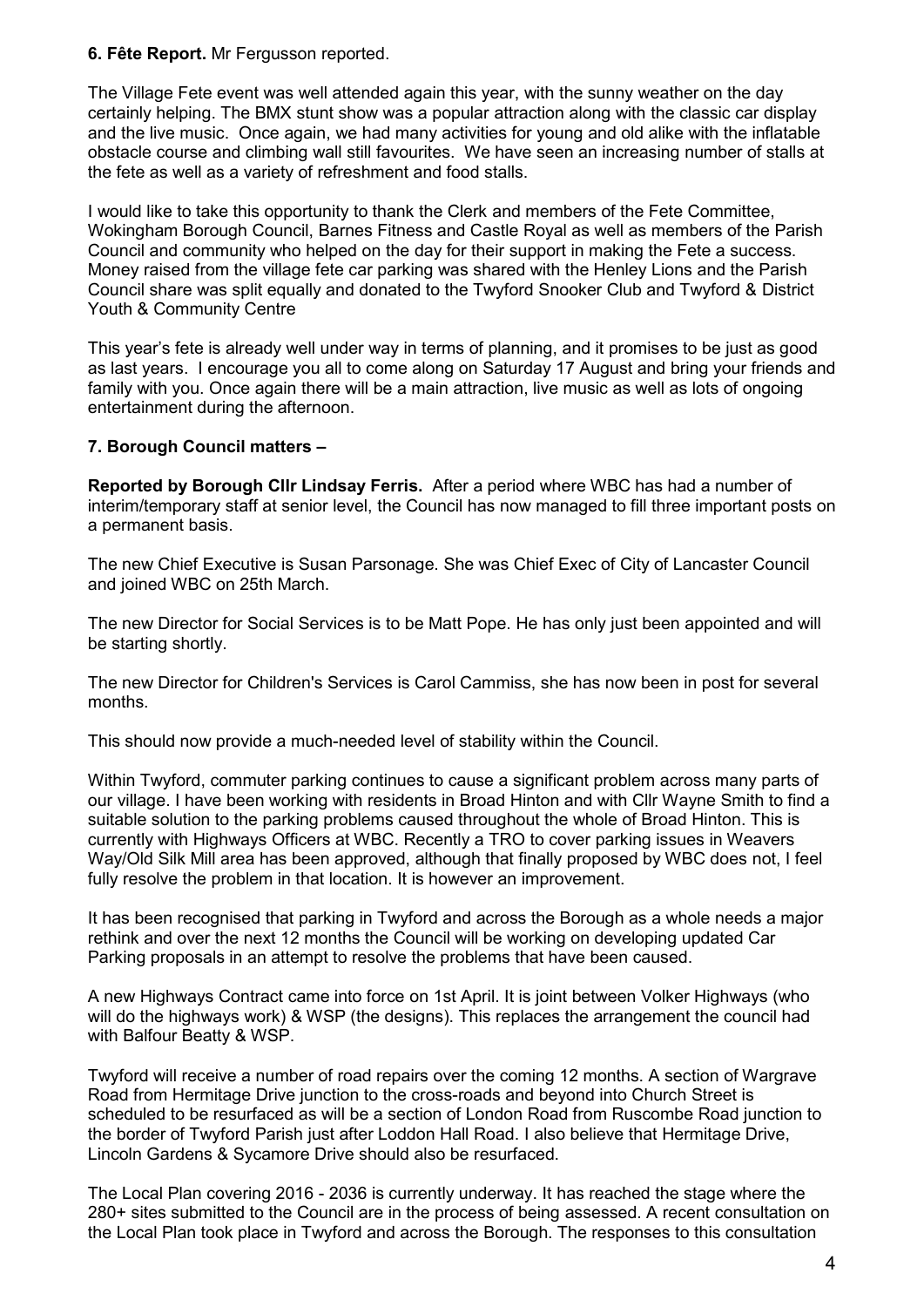**6. Fête Report.** Mr Fergusson reported.

The Village Fete event was well attended again this year, with the sunny weather on the day certainly helping. The BMX stunt show was a popular attraction along with the classic car display and the live music. Once again, we had many activities for young and old alike with the inflatable obstacle course and climbing wall still favourites. We have seen an increasing number of stalls at the fete as well as a variety of refreshment and food stalls.

I would like to take this opportunity to thank the Clerk and members of the Fete Committee, Wokingham Borough Council, Barnes Fitness and Castle Royal as well as members of the Parish Council and community who helped on the day for their support in making the Fete a success. Money raised from the village fete car parking was shared with the Henley Lions and the Parish Council share was split equally and donated to the Twyford Snooker Club and Twyford & District Youth & Community Centre

This year's fete is already well under way in terms of planning, and it promises to be just as good as last years. I encourage you all to come along on Saturday 17 August and bring your friends and family with you. Once again there will be a main attraction, live music as well as lots of ongoing entertainment during the afternoon.

**7. Borough Council matters –**

**Reported by Borough Cllr Lindsay Ferris.** After a period where WBC has had a number of interim/temporary staff at senior level, the Council has now managed to fill three important posts on a permanent basis.

The new Chief Executive is Susan Parsonage. She was Chief Exec of City of Lancaster Council and joined WBC on 25th March.

The new Director for Social Services is to be Matt Pope. He has only just been appointed and will be starting shortly.

The new Director for Children's Services is Carol Cammiss, she has now been in post for several months.

This should now provide a much-needed level of stability within the Council.

Within Twyford, commuter parking continues to cause a significant problem across many parts of our village. I have been working with residents in Broad Hinton and with Cllr Wayne Smith to find a suitable solution to the parking problems caused throughout the whole of Broad Hinton. This is currently with Highways Officers at WBC. Recently a TRO to cover parking issues in Weavers Way/Old Silk Mill area has been approved, although that finally proposed by WBC does not, I feel fully resolve the problem in that location. It is however an improvement.

It has been recognised that parking in Twyford and across the Borough as a whole needs a major rethink and over the next 12 months the Council will be working on developing updated Car Parking proposals in an attempt to resolve the problems that have been caused.

A new Highways Contract came into force on 1st April. It is joint between Volker Highways (who will do the highways work) & WSP (the designs). This replaces the arrangement the council had with Balfour Beatty & WSP.

Twyford will receive a number of road repairs over the coming 12 months. A section of Wargrave Road from Hermitage Drive junction to the cross-roads and beyond into Church Street is scheduled to be resurfaced as will be a section of London Road from Ruscombe Road junction to the border of Twyford Parish just after Loddon Hall Road. I also believe that Hermitage Drive, Lincoln Gardens & Sycamore Drive should also be resurfaced.

The Local Plan covering 2016 - 2036 is currently underway. It has reached the stage where the 280+ sites submitted to the Council are in the process of being assessed. A recent consultation on the Local Plan took place in Twyford and across the Borough. The responses to this consultation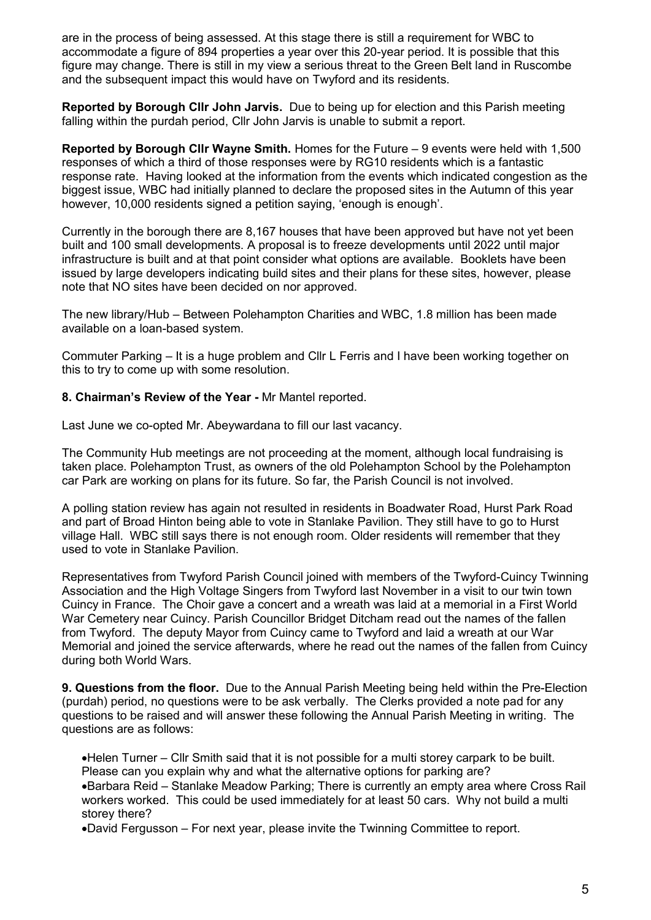are in the process of being assessed. At this stage there is still a requirement for WBC to accommodate a figure of 894 properties a year over this 20-year period. It is possible that this figure may change. There is still in my view a serious threat to the Green Belt land in Ruscombe and the subsequent impact this would have on Twyford and its residents.

**Reported by Borough Cllr John Jarvis.** Due to being up for election and this Parish meeting falling within the purdah period, Cllr John Jarvis is unable to submit a report.

**Reported by Borough Cllr Wayne Smith.** Homes for the Future – 9 events were held with 1,500 responses of which a third of those responses were by RG10 residents which is a fantastic response rate. Having looked at the information from the events which indicated congestion as the biggest issue, WBC had initially planned to declare the proposed sites in the Autumn of this year however, 10,000 residents signed a petition saying, 'enough is enough'.

Currently in the borough there are 8,167 houses that have been approved but have not yet been built and 100 small developments. A proposal is to freeze developments until 2022 until major infrastructure is built and at that point consider what options are available. Booklets have been issued by large developers indicating build sites and their plans for these sites, however, please note that NO sites have been decided on nor approved.

The new library/Hub – Between Polehampton Charities and WBC, 1.8 million has been made available on a loan-based system.

Commuter Parking – It is a huge problem and Cllr L Ferris and I have been working together on this to try to come up with some resolution.

**8. Chairman's Review of the Year -** Mr Mantel reported.

Last June we co-opted Mr. Abeywardana to fill our last vacancy.

The Community Hub meetings are not proceeding at the moment, although local fundraising is taken place. Polehampton Trust, as owners of the old Polehampton School by the Polehampton car Park are working on plans for its future. So far, the Parish Council is not involved.

A polling station review has again not resulted in residents in Boadwater Road, Hurst Park Road and part of Broad Hinton being able to vote in Stanlake Pavilion. They still have to go to Hurst village Hall. WBC still says there is not enough room. Older residents will remember that they used to vote in Stanlake Pavilion.

Representatives from Twyford Parish Council joined with members of the Twyford-Cuincy Twinning Association and the High Voltage Singers from Twyford last November in a visit to our twin town Cuincy in France. The Choir gave a concert and a wreath was laid at a memorial in a First World War Cemetery near Cuincy. Parish Councillor Bridget Ditcham read out the names of the fallen from Twyford. The deputy Mayor from Cuincy came to Twyford and laid a wreath at our War Memorial and joined the service afterwards, where he read out the names of the fallen from Cuincy during both World Wars.

**9. Questions from the floor.** Due to the Annual Parish Meeting being held within the Pre-Election (purdah) period, no questions were to be ask verbally. The Clerks provided a note pad for any questions to be raised and will answer these following the Annual Parish Meeting in writing. The questions are as follows:

- Helen Turner – Cllr Smith said that it is not possible for a multi storey carpark to be built. Please can you explain why and what the alternative options for parking are?
- Barbara Reid – Stanlake Meadow Parking; There is currently an empty area where Cross Rail workers worked. This could be used immediately for at least 50 cars. Why not build a multi storey there?
- David Fergusson – For next year, please invite the Twinning Committee to report.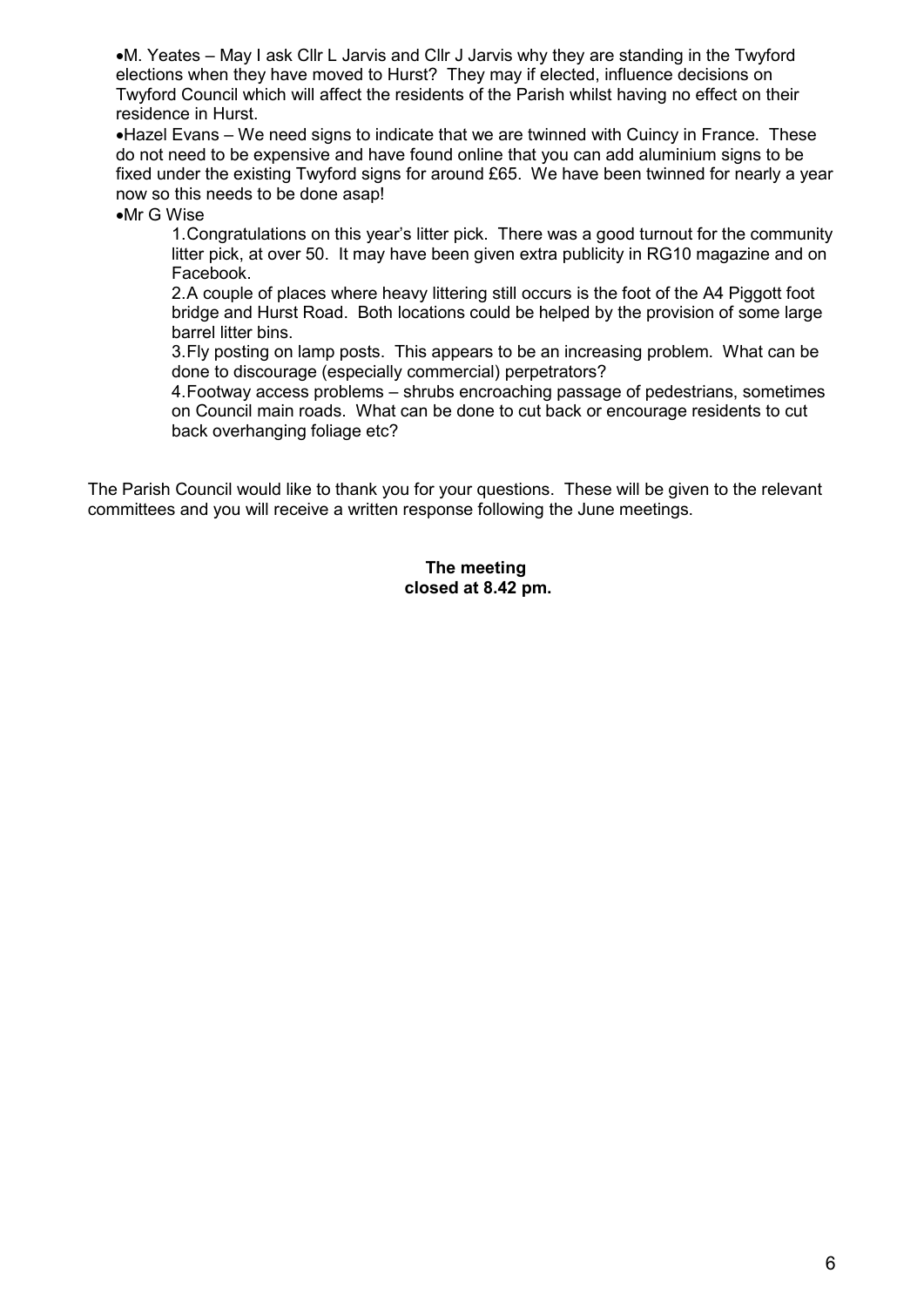- M. Yeates – May I ask Cllr L Jarvis and Cllr J Jarvis why they are standing in the Twyford elections when they have moved to Hurst? They may if elected, influence decisions on Twyford Council which will affect the residents of the Parish whilst having no effect on their residence in Hurst.
- Hazel Evans – We need signs to indicate that we are twinned with Cuincy in France. These do not need to be expensive and have found online that you can add aluminium signs to be fixed under the existing Twyford signs for around £65. We have been twinned for nearly a year now so this needs to be done asap!
- Mr G Wise
  1. Congratulations on this year's litter pick. There was a good turnout for the community litter pick, at over 50. It may have been given extra publicity in RG10 magazine and on Facebook.
  2. A couple of places where heavy littering still occurs is the foot of the A4 Piggott foot bridge and Hurst Road. Both locations could be helped by the provision of some large barrel litter bins.
  3. Fly posting on lamp posts. This appears to be an increasing problem. What can be done to discourage (especially commercial) perpetrators?
  4. Footway access problems – shrubs encroaching passage of pedestrians, sometimes on Council main roads. What can be done to cut back or encourage residents to cut back overhanging foliage etc?

The Parish Council would like to thank you for your questions. These will be given to the relevant committees and you will receive a written response following the June meetings.

**The meeting closed at 8.42 pm.**